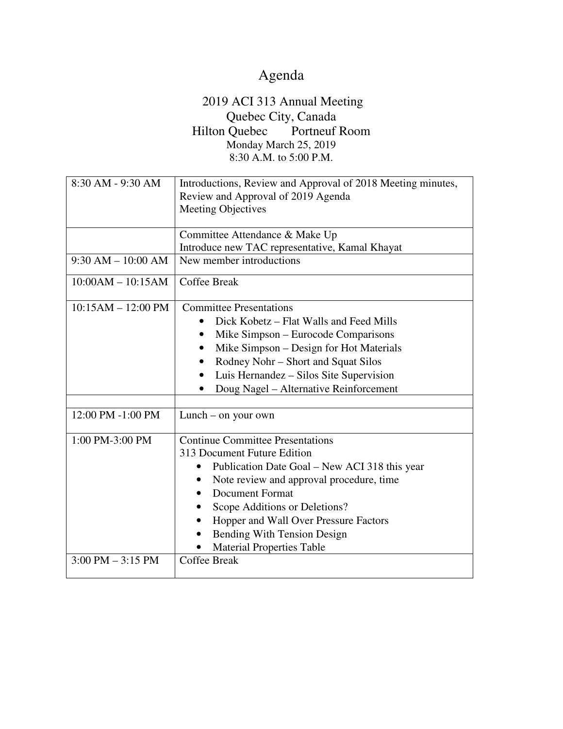# Agenda

## 2019 ACI 313 Annual Meeting

Quebec City, Canada

Hilton Quebec Portneuf Room

Monday March 25, 2019

8:30 A.M. to 5:00 P.M.

| | |
|---|---|
| 8:30 AM - 9:30 AM | Introductions, Review and Approval of 2018 Meeting minutes,<br>Review and Approval of 2019 Agenda<br>Meeting Objectives |
| | Committee Attendance & Make Up<br>Introduce new TAC representative, Kamal Khayat |
| 9:30 AM – 10:00 AM | New member introductions |
| 10:00AM – 10:15AM | Coffee Break |
| 10:15AM – 12:00 PM | Committee Presentations<br>• Dick Kobetz – Flat Walls and Feed Mills<br>• Mike Simpson – Eurocode Comparisons<br>• Mike Simpson – Design for Hot Materials<br>• Rodney Nohr – Short and Squat Silos<br>• Luis Hernandez – Silos Site Supervision<br>• Doug Nagel – Alternative Reinforcement |
| | |
| 12:00 PM -1:00 PM | Lunch – on your own |
| 1:00 PM-3:00 PM | Continue Committee Presentations<br>313 Document Future Edition<br>• Publication Date Goal – New ACI 318 this year<br>• Note review and approval procedure, time<br>• Document Format<br>• Scope Additions or Deletions?<br>• Hopper and Wall Over Pressure Factors<br>• Bending With Tension Design<br>• Material Properties Table |
| 3:00 PM – 3:15 PM | Coffee Break |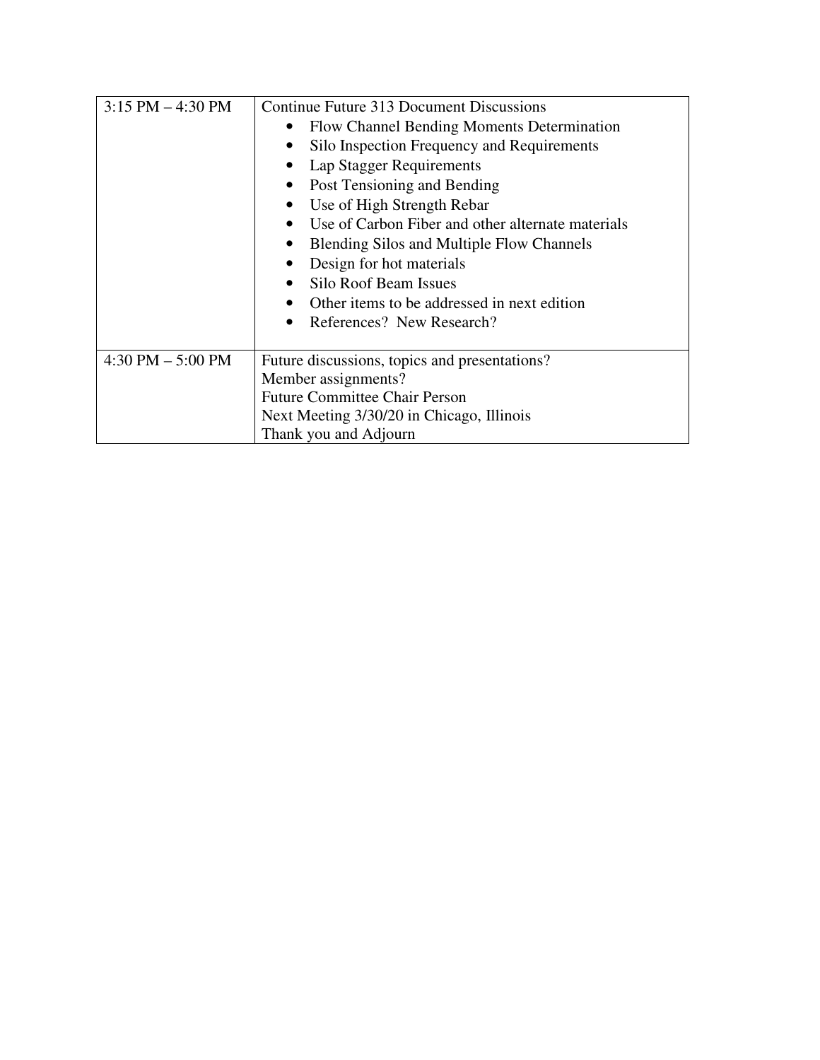| | |
|---|---|
| 3:15 PM – 4:30 PM | Continue Future 313 Document Discussions<br>• Flow Channel Bending Moments Determination<br>• Silo Inspection Frequency and Requirements<br>• Lap Stagger Requirements<br>• Post Tensioning and Bending<br>• Use of High Strength Rebar<br>• Use of Carbon Fiber and other alternate materials<br>• Blending Silos and Multiple Flow Channels<br>• Design for hot materials<br>• Silo Roof Beam Issues<br>• Other items to be addressed in next edition<br>• References? New Research? |
| 4:30 PM – 5:00 PM | Future discussions, topics and presentations?<br>Member assignments?<br>Future Committee Chair Person<br>Next Meeting 3/30/20 in Chicago, Illinois<br>Thank you and Adjourn |